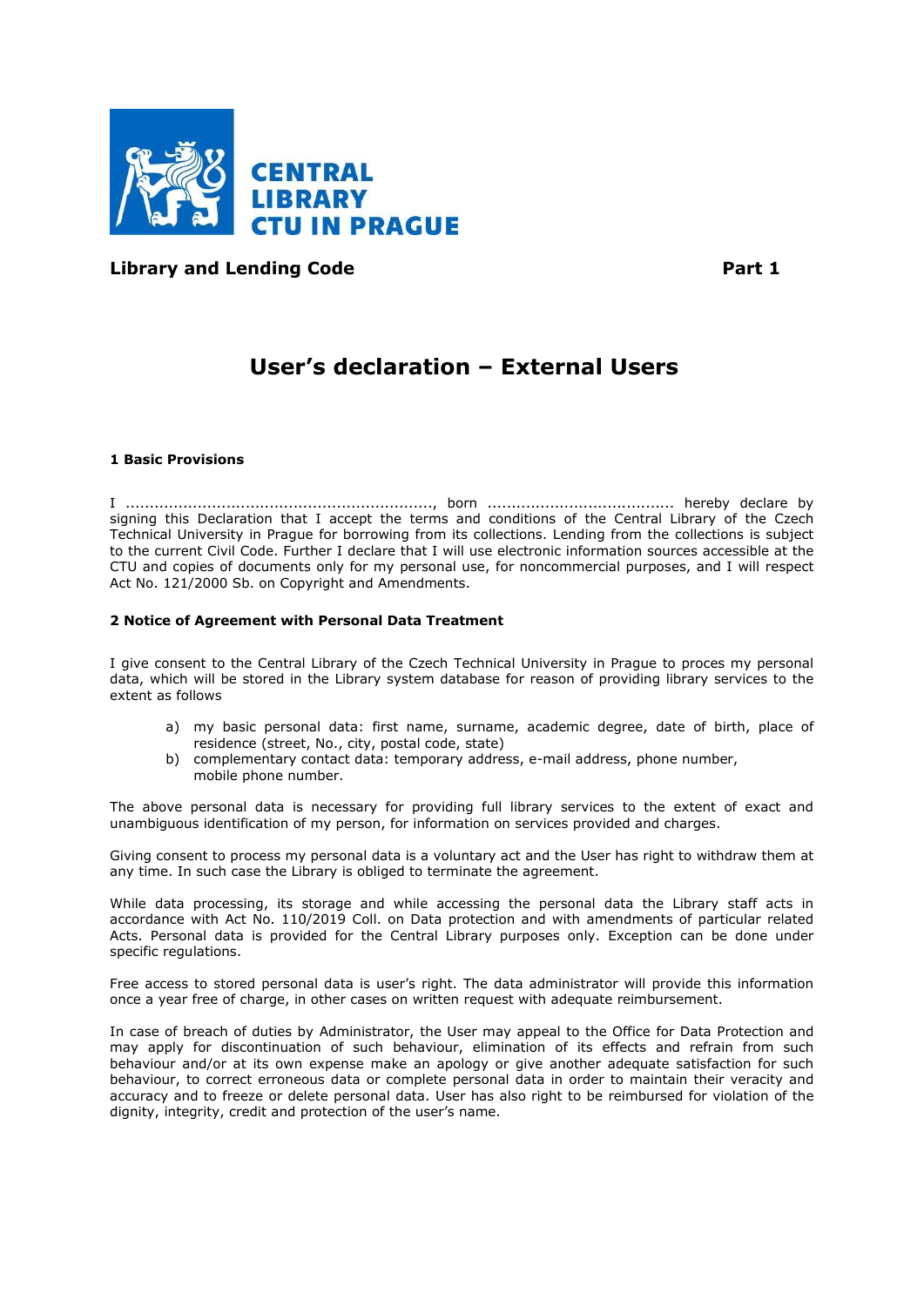CENTRAL LIBRARY CTU IN PRAGUE

**Library and Lending Code** **Part 1**

# User's declaration – External Users

## 1 Basic Provisions

I ................................................................, born ....................................... hereby declare by signing this Declaration that I accept the terms and conditions of the Central Library of the Czech Technical University in Prague for borrowing from its collections. Lending from the collections is subject to the current Civil Code. Further I declare that I will use electronic information sources accessible at the CTU and copies of documents only for my personal use, for noncommercial purposes, and I will respect Act No. 121/2000 Sb. on Copyright and Amendments.

## 2 Notice of Agreement with Personal Data Treatment

I give consent to the Central Library of the Czech Technical University in Prague to proces my personal data, which will be stored in the Library system database for reason of providing library services to the extent as follows

a) my basic personal data: first name, surname, academic degree, date of birth, place of residence (street, No., city, postal code, state)
b) complementary contact data: temporary address, e-mail address, phone number, mobile phone number.

The above personal data is necessary for providing full library services to the extent of exact and unambiguous identification of my person, for information on services provided and charges.

Giving consent to process my personal data is a voluntary act and the User has right to withdraw them at any time. In such case the Library is obliged to terminate the agreement.

While data processing, its storage and while accessing the personal data the Library staff acts in accordance with Act No. 110/2019 Coll. on Data protection and with amendments of particular related Acts. Personal data is provided for the Central Library purposes only. Exception can be done under specific regulations.

Free access to stored personal data is user's right. The data administrator will provide this information once a year free of charge, in other cases on written request with adequate reimbursement.

In case of breach of duties by Administrator, the User may appeal to the Office for Data Protection and may apply for discontinuation of such behaviour, elimination of its effects and refrain from such behaviour and/or at its own expense make an apology or give another adequate satisfaction for such behaviour, to correct erroneous data or complete personal data in order to maintain their veracity and accuracy and to freeze or delete personal data. User has also right to be reimbursed for violation of the dignity, integrity, credit and protection of the user's name.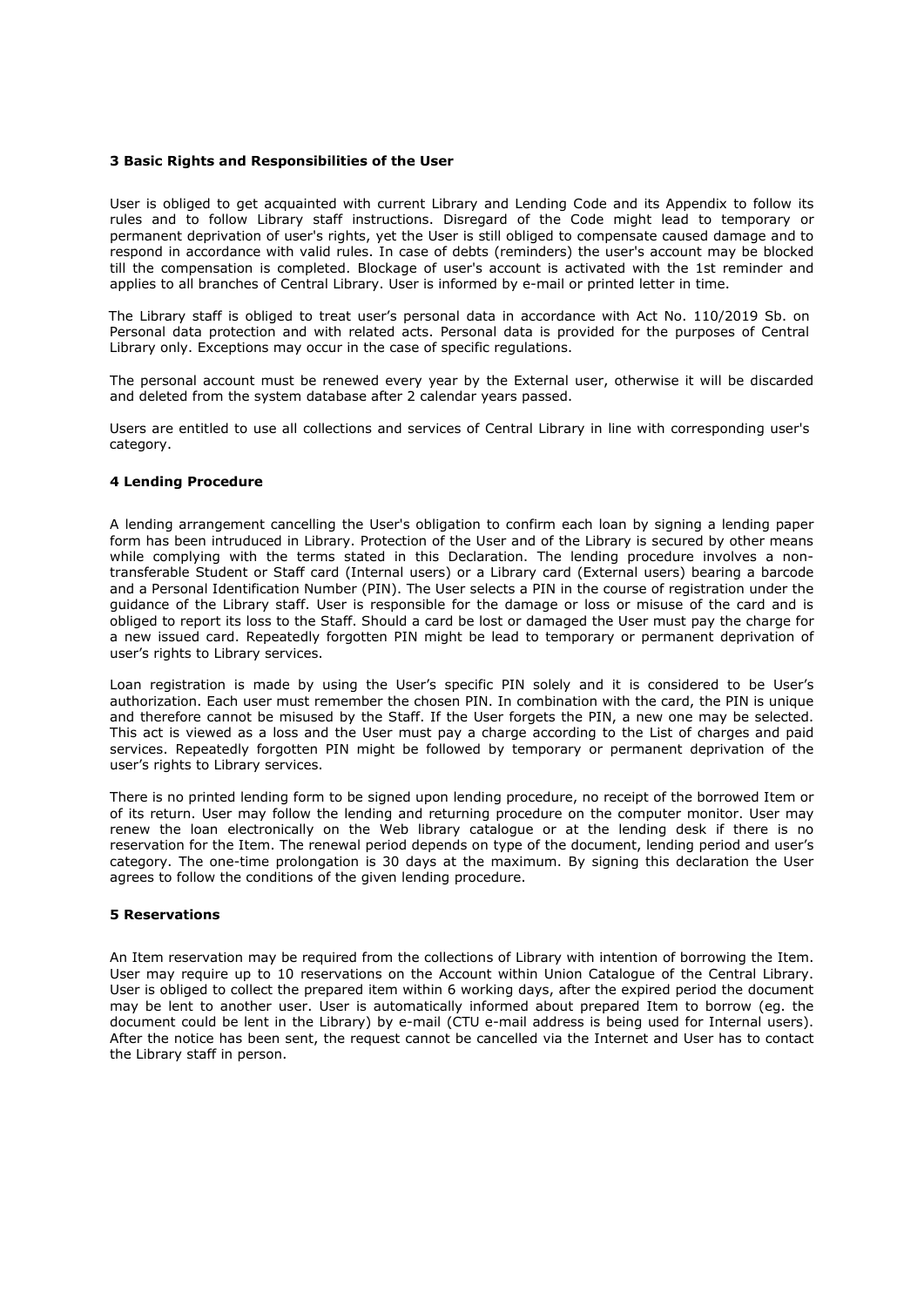## 3 Basic Rights and Responsibilities of the User

User is obliged to get acquainted with current Library and Lending Code and its Appendix to follow its rules and to follow Library staff instructions. Disregard of the Code might lead to temporary or permanent deprivation of user's rights, yet the User is still obliged to compensate caused damage and to respond in accordance with valid rules. In case of debts (reminders) the user's account may be blocked till the compensation is completed. Blockage of user's account is activated with the 1st reminder and applies to all branches of Central Library. User is informed by e-mail or printed letter in time.

The Library staff is obliged to treat user's personal data in accordance with Act No. 110/2019 Sb. on Personal data protection and with related acts. Personal data is provided for the purposes of Central Library only. Exceptions may occur in the case of specific regulations.

The personal account must be renewed every year by the External user, otherwise it will be discarded and deleted from the system database after 2 calendar years passed.

Users are entitled to use all collections and services of Central Library in line with corresponding user's category.

## 4 Lending Procedure

A lending arrangement cancelling the User's obligation to confirm each loan by signing a lending paper form has been intruduced in Library. Protection of the User and of the Library is secured by other means while complying with the terms stated in this Declaration. The lending procedure involves a non-transferable Student or Staff card (Internal users) or a Library card (External users) bearing a barcode and a Personal Identification Number (PIN). The User selects a PIN in the course of registration under the guidance of the Library staff. User is responsible for the damage or loss or misuse of the card and is obliged to report its loss to the Staff. Should a card be lost or damaged the User must pay the charge for a new issued card. Repeatedly forgotten PIN might be lead to temporary or permanent deprivation of user's rights to Library services.

Loan registration is made by using the User's specific PIN solely and it is considered to be User's authorization. Each user must remember the chosen PIN. In combination with the card, the PIN is unique and therefore cannot be misused by the Staff. If the User forgets the PIN, a new one may be selected. This act is viewed as a loss and the User must pay a charge according to the List of charges and paid services. Repeatedly forgotten PIN might be followed by temporary or permanent deprivation of the user's rights to Library services.

There is no printed lending form to be signed upon lending procedure, no receipt of the borrowed Item or of its return. User may follow the lending and returning procedure on the computer monitor. User may renew the loan electronically on the Web library catalogue or at the lending desk if there is no reservation for the Item. The renewal period depends on type of the document, lending period and user's category. The one-time prolongation is 30 days at the maximum. By signing this declaration the User agrees to follow the conditions of the given lending procedure.

## 5 Reservations

An Item reservation may be required from the collections of Library with intention of borrowing the Item. User may require up to 10 reservations on the Account within Union Catalogue of the Central Library. User is obliged to collect the prepared item within 6 working days, after the expired period the document may be lent to another user. User is automatically informed about prepared Item to borrow (eg. the document could be lent in the Library) by e-mail (CTU e-mail address is being used for Internal users). After the notice has been sent, the request cannot be cancelled via the Internet and User has to contact the Library staff in person.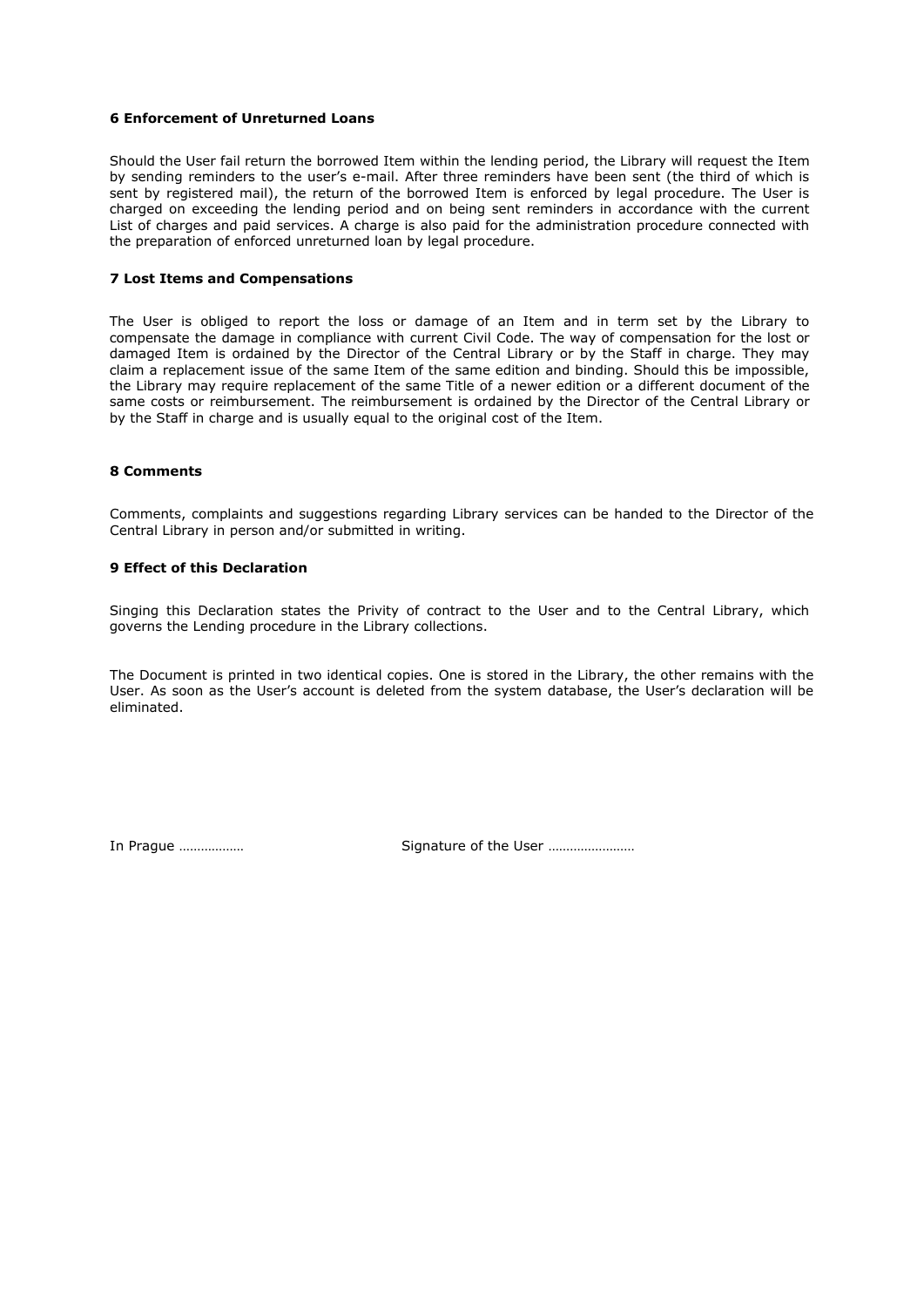**6 Enforcement of Unreturned Loans**

Should the User fail return the borrowed Item within the lending period, the Library will request the Item by sending reminders to the user's e-mail. After three reminders have been sent (the third of which is sent by registered mail), the return of the borrowed Item is enforced by legal procedure. The User is charged on exceeding the lending period and on being sent reminders in accordance with the current List of charges and paid services. A charge is also paid for the administration procedure connected with the preparation of enforced unreturned loan by legal procedure.

**7 Lost Items and Compensations**

The User is obliged to report the loss or damage of an Item and in term set by the Library to compensate the damage in compliance with current Civil Code. The way of compensation for the lost or damaged Item is ordained by the Director of the Central Library or by the Staff in charge. They may claim a replacement issue of the same Item of the same edition and binding. Should this be impossible, the Library may require replacement of the same Title of a newer edition or a different document of the same costs or reimbursement. The reimbursement is ordained by the Director of the Central Library or by the Staff in charge and is usually equal to the original cost of the Item.

**8 Comments**

Comments, complaints and suggestions regarding Library services can be handed to the Director of the Central Library in person and/or submitted in writing.

**9 Effect of this Declaration**

Singing this Declaration states the Privity of contract to the User and to the Central Library, which governs the Lending procedure in the Library collections.

The Document is printed in two identical copies. One is stored in the Library, the other remains with the User. As soon as the User's account is deleted from the system database, the User's declaration will be eliminated.

In Prague ………………          Signature of the User ……………………